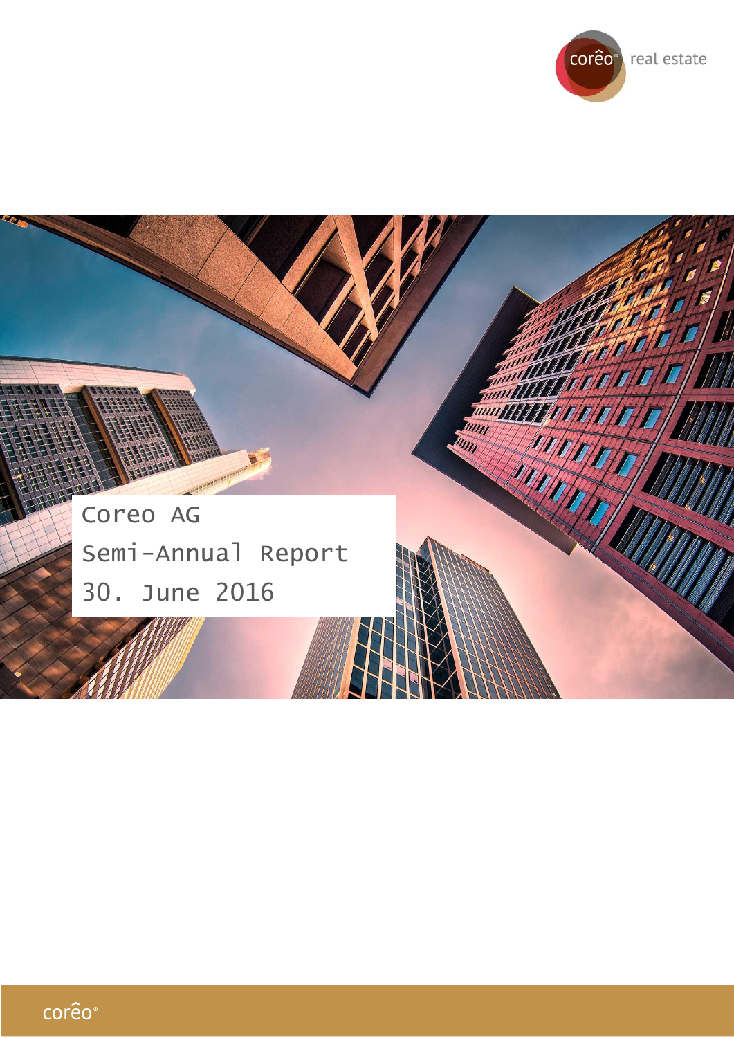corêo real estate

# Coreo AG

## Semi-Annual Report

## 30. June 2016

corêo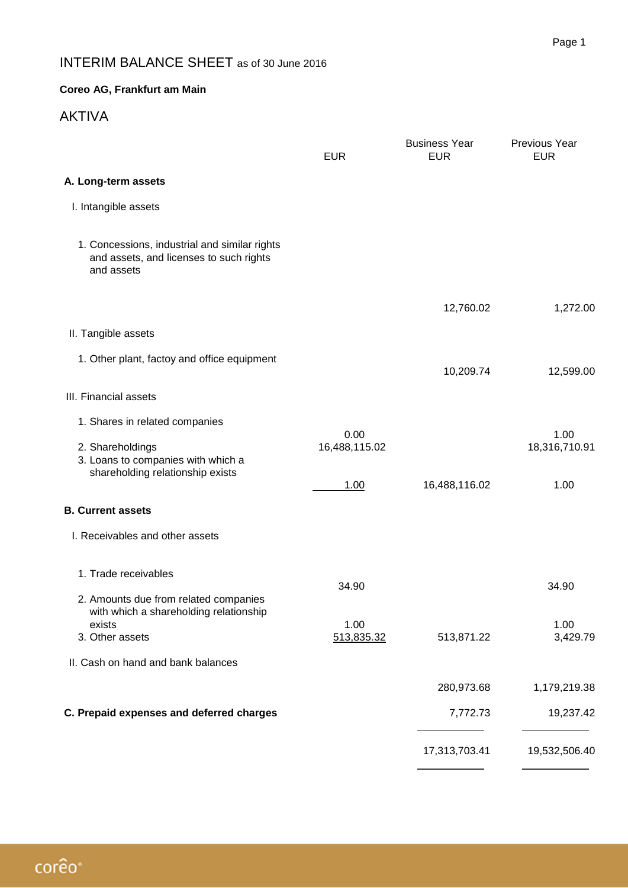# INTERIM BALANCE SHEET as of 30 June 2016

**Coreo AG, Frankfurt am Main**

## AKTIVA

| | EUR | Business Year EUR | Previous Year EUR |
|---|---|---|---|
| **A. Long-term assets** | | | |
| I. Intangible assets | | | |
| 1. Concessions, industrial and similar rights and assets, and licenses to such rights and assets | | 12,760.02 | 1,272.00 |
| II. Tangible assets | | | |
| 1. Other plant, factoy and office equipment | | 10,209.74 | 12,599.00 |
| III. Financial assets | | | |
| 1. Shares in related companies | 0.00 | | 1.00 |
| 2. Shareholdings | 16,488,115.02 | | 18,316,710.91 |
| 3. Loans to companies with which a shareholding relationship exists | 1.00 | 16,488,116.02 | 1.00 |
| **B. Current assets** | | | |
| I. Receivables and other assets | | | |
| 1. Trade receivables | 34.90 | | 34.90 |
| 2. Amounts due from related companies with which a shareholding relationship exists | 1.00 | | 1.00 |
| 3. Other assets | 513,835.32 | 513,871.22 | 3,429.79 |
| II. Cash on hand and bank balances | | 280,973.68 | 1,179,219.38 |
| **C. Prepaid expenses and deferred charges** | | 7,772.73 | 19,237.42 |
| | | 17,313,703.41 | 19,532,506.40 |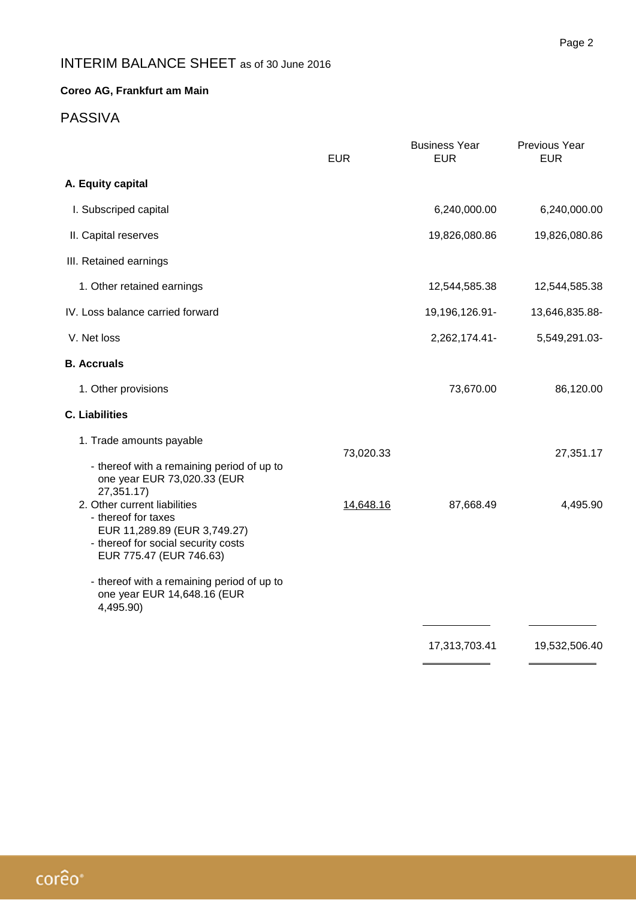# INTERIM BALANCE SHEET as of 30 June 2016

**Coreo AG, Frankfurt am Main**

## PASSIVA

| | EUR | Business Year EUR | Previous Year EUR |
|---|---|---|---|
| **A. Equity capital** | | | |
| I. Subscriped capital | | 6,240,000.00 | 6,240,000.00 |
| II. Capital reserves | | 19,826,080.86 | 19,826,080.86 |
| III. Retained earnings | | | |
| 1. Other retained earnings | | 12,544,585.38 | 12,544,585.38 |
| IV. Loss balance carried forward | | 19,196,126.91- | 13,646,835.88- |
| V. Net loss | | 2,262,174.41- | 5,549,291.03- |
| **B. Accruals** | | | |
| 1. Other provisions | | 73,670.00 | 86,120.00 |
| **C. Liabilities** | | | |
| 1. Trade amounts payable<br>- thereof with a remaining period of up to one year EUR 73,020.33 (EUR 27,351.17) | 73,020.33 | | 27,351.17 |
| 2. Other current liabilities<br>- thereof for taxes EUR 11,289.89 (EUR 3,749.27)<br>- thereof for social security costs EUR 775.47 (EUR 746.63)<br>- thereof with a remaining period of up to one year EUR 14,648.16 (EUR 4,495.90) | 14,648.16 | 87,668.49 | 4,495.90 |
| | | 17,313,703.41 | 19,532,506.40 |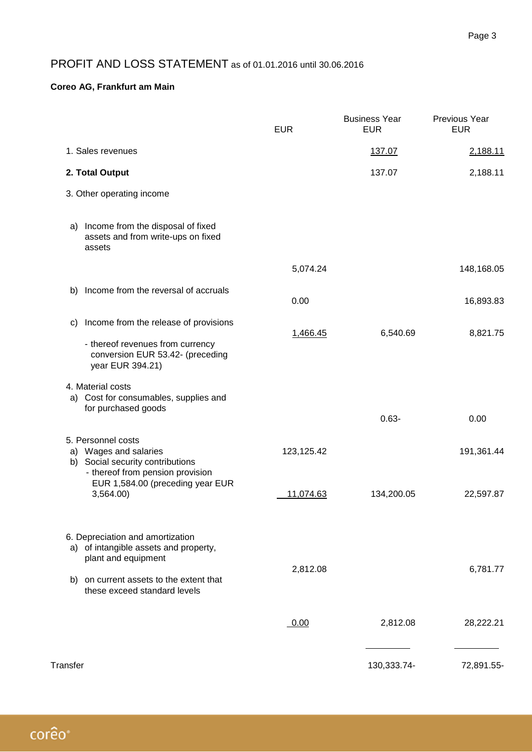# PROFIT AND LOSS STATEMENT as of 01.01.2016 until 30.06.2016

**Coreo AG, Frankfurt am Main**

| | EUR | Business Year EUR | Previous Year EUR |
|---|---|---|---|
| 1. Sales revenues | | 137.07 | 2,188.11 |
| **2. Total Output** | | 137.07 | 2,188.11 |
| 3. Other operating income | | | |
| a) Income from the disposal of fixed assets and from write-ups on fixed assets | 5,074.24 | | 148,168.05 |
| b) Income from the reversal of accruals | 0.00 | | 16,893.83 |
| c) Income from the release of provisions<br>- thereof revenues from currency conversion EUR 53.42- (preceding year EUR 394.21) | 1,466.45 | 6,540.69 | 8,821.75 |
| 4. Material costs<br>a) Cost for consumables, supplies and for purchased goods | | 0.63- | 0.00 |
| 5. Personnel costs<br>a) Wages and salaries | 123,125.42 | | 191,361.44 |
| b) Social security contributions<br>- thereof from pension provision EUR 1,584.00 (preceding year EUR 3,564.00) | 11,074.63 | 134,200.05 | 22,597.87 |
| 6. Depreciation and amortization<br>a) of intangible assets and property, plant and equipment | 2,812.08 | | 6,781.77 |
| b) on current assets to the extent that these exceed standard levels | 0.00 | 2,812.08 | 28,222.21 |
| Transfer | | 130,333.74- | 72,891.55- |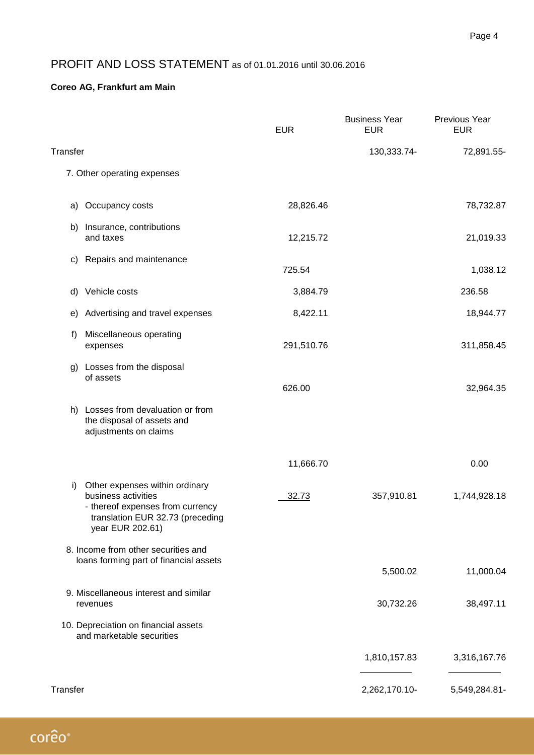# PROFIT AND LOSS STATEMENT as of 01.01.2016 until 30.06.2016

**Coreo AG, Frankfurt am Main**

| | EUR | Business Year EUR | Previous Year EUR |
|---|---|---|---|
| Transfer | | 130,333.74- | 72,891.55- |
| 7. Other operating expenses | | | |
| a) Occupancy costs | 28,826.46 | | 78,732.87 |
| b) Insurance, contributions and taxes | 12,215.72 | | 21,019.33 |
| c) Repairs and maintenance | 725.54 | | 1,038.12 |
| d) Vehicle costs | 3,884.79 | | 236.58 |
| e) Advertising and travel expenses | 8,422.11 | | 18,944.77 |
| f) Miscellaneous operating expenses | 291,510.76 | | 311,858.45 |
| g) Losses from the disposal of assets | 626.00 | | 32,964.35 |
| h) Losses from devaluation or from the disposal of assets and adjustments on claims | 11,666.70 | | 0.00 |
| i) Other expenses within ordinary business activities<br>- thereof expenses from currency translation EUR 32.73 (preceding year EUR 202.61) | 32.73 | 357,910.81 | 1,744,928.18 |
| 8. Income from other securities and loans forming part of financial assets | | 5,500.02 | 11,000.04 |
| 9. Miscellaneous interest and similar revenues | | 30,732.26 | 38,497.11 |
| 10. Depreciation on financial assets and marketable securities | | 1,810,157.83 | 3,316,167.76 |
| Transfer | | 2,262,170.10- | 5,549,284.81- |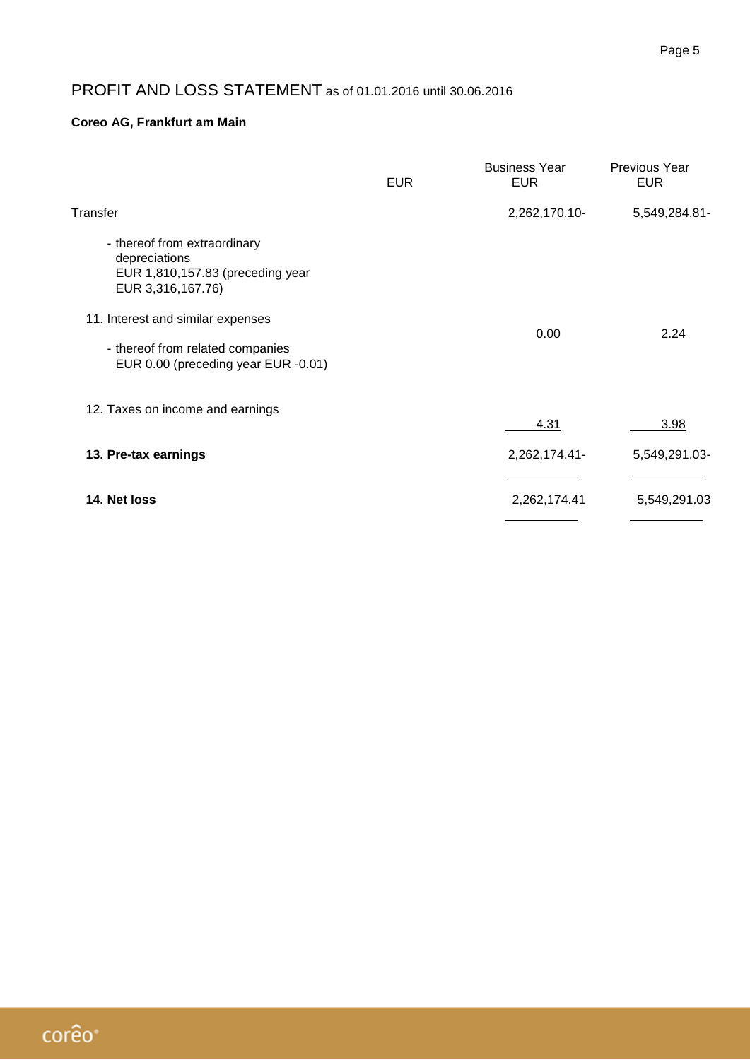# PROFIT AND LOSS STATEMENT as of 01.01.2016 until 30.06.2016

**Coreo AG, Frankfurt am Main**

| | EUR | Business Year EUR | Previous Year EUR |
|---|---|---|---|
| Transfer | | 2,262,170.10- | 5,549,284.81- |
| - thereof from extraordinary depreciations EUR 1,810,157.83 (preceding year EUR 3,316,167.76) | | | |
| 11. Interest and similar expenses<br>- thereof from related companies EUR 0.00 (preceding year EUR -0.01) | | 0.00 | 2.24 |
| 12. Taxes on income and earnings | | 4.31 | 3.98 |
| **13. Pre-tax earnings** | | 2,262,174.41- | 5,549,291.03- |
| **14. Net loss** | | 2,262,174.41 | 5,549,291.03 |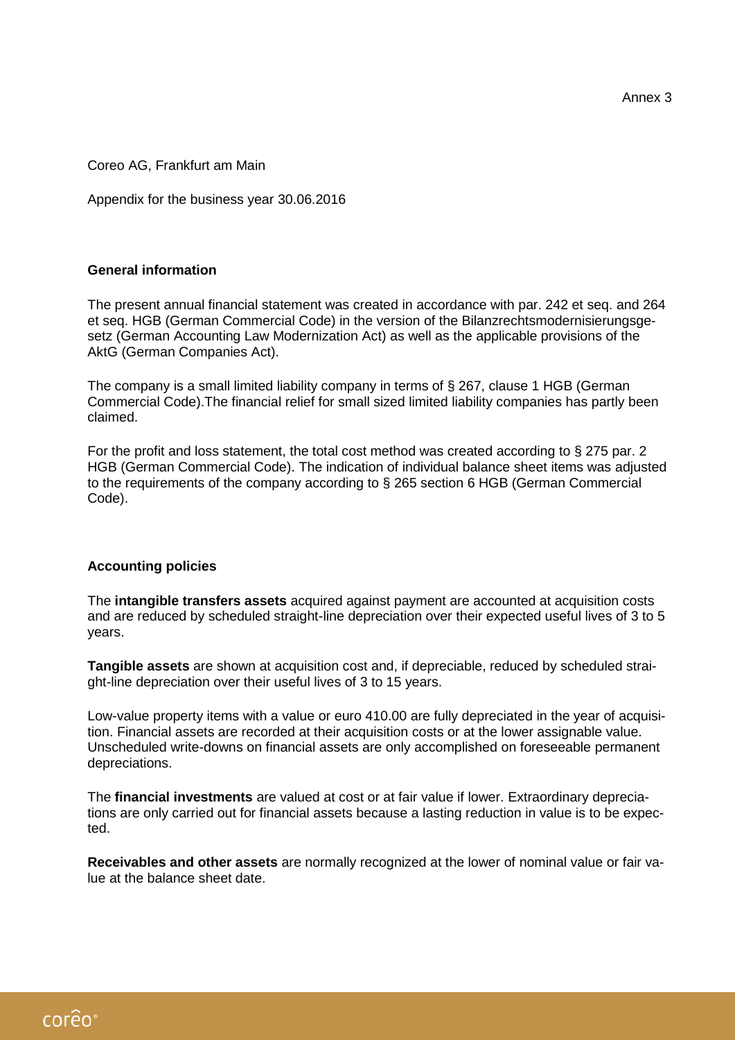Annex 3

Coreo AG, Frankfurt am Main

Appendix for the business year 30.06.2016

**General information**

The present annual financial statement was created in accordance with par. 242 et seq. and 264 et seq. HGB (German Commercial Code) in the version of the Bilanzrechtsmodernisierungsgesetz (German Accounting Law Modernization Act) as well as the applicable provisions of the AktG (German Companies Act).

The company is a small limited liability company in terms of § 267, clause 1 HGB (German Commercial Code).The financial relief for small sized limited liability companies has partly been claimed.

For the profit and loss statement, the total cost method was created according to § 275 par. 2 HGB (German Commercial Code). The indication of individual balance sheet items was adjusted to the requirements of the company according to § 265 section 6 HGB (German Commercial Code).

**Accounting policies**

The **intangible transfers assets** acquired against payment are accounted at acquisition costs and are reduced by scheduled straight-line depreciation over their expected useful lives of 3 to 5 years.

**Tangible assets** are shown at acquisition cost and, if depreciable, reduced by scheduled straight-line depreciation over their useful lives of 3 to 15 years.

Low-value property items with a value or euro 410.00 are fully depreciated in the year of acquisition. Financial assets are recorded at their acquisition costs or at the lower assignable value. Unscheduled write-downs on financial assets are only accomplished on foreseeable permanent depreciations.

The **financial investments** are valued at cost or at fair value if lower. Extraordinary depreciations are only carried out for financial assets because a lasting reduction in value is to be expected.

**Receivables and other assets** are normally recognized at the lower of nominal value or fair value at the balance sheet date.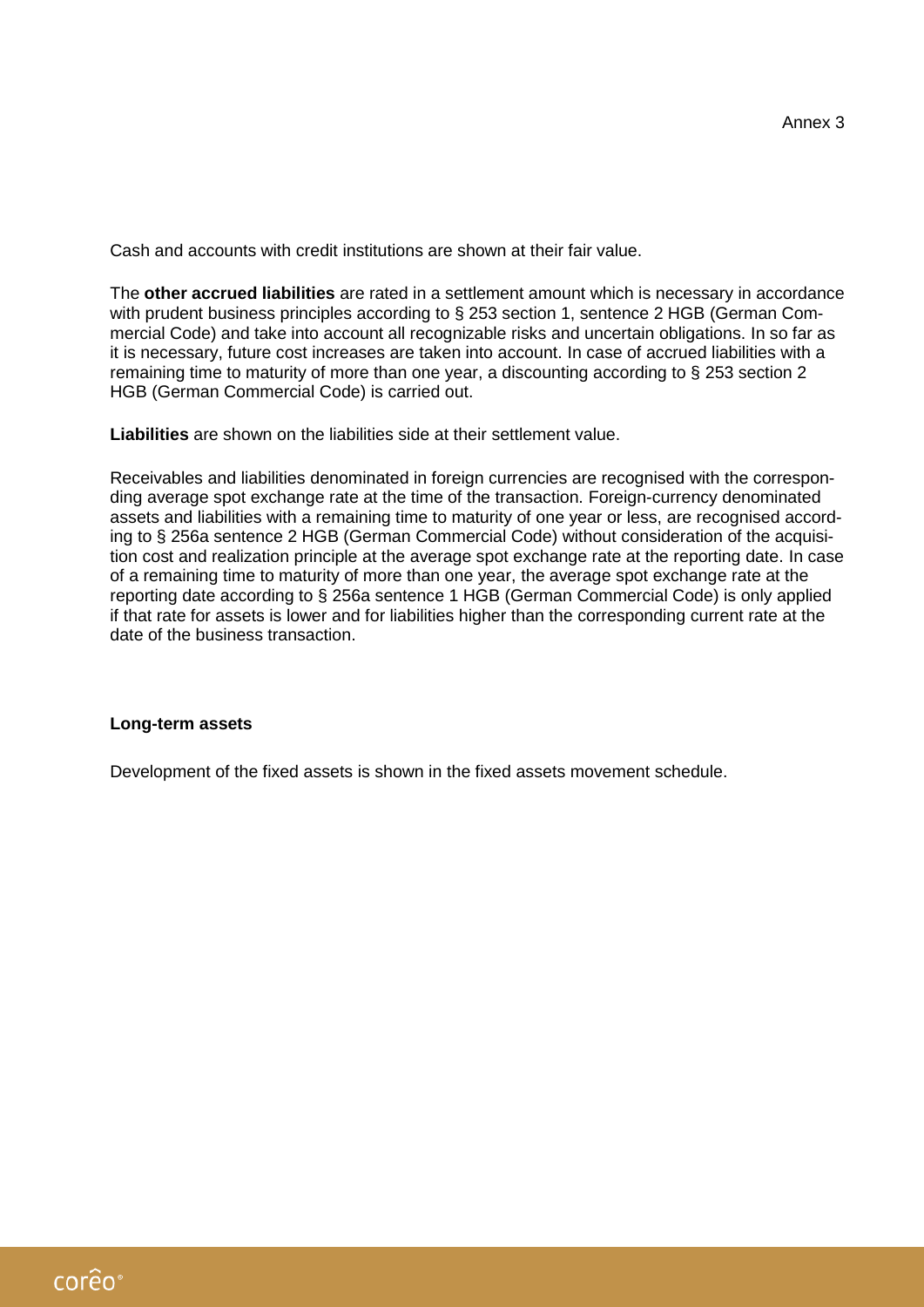Cash and accounts with credit institutions are shown at their fair value.

The **other accrued liabilities** are rated in a settlement amount which is necessary in accordance with prudent business principles according to § 253 section 1, sentence 2 HGB (German Commercial Code) and take into account all recognizable risks and uncertain obligations. In so far as it is necessary, future cost increases are taken into account. In case of accrued liabilities with a remaining time to maturity of more than one year, a discounting according to § 253 section 2 HGB (German Commercial Code) is carried out.

**Liabilities** are shown on the liabilities side at their settlement value.

Receivables and liabilities denominated in foreign currencies are recognised with the corresponding average spot exchange rate at the time of the transaction. Foreign-currency denominated assets and liabilities with a remaining time to maturity of one year or less, are recognised according to § 256a sentence 2 HGB (German Commercial Code) without consideration of the acquisition cost and realization principle at the average spot exchange rate at the reporting date. In case of a remaining time to maturity of more than one year, the average spot exchange rate at the reporting date according to § 256a sentence 1 HGB (German Commercial Code) is only applied if that rate for assets is lower and for liabilities higher than the corresponding current rate at the date of the business transaction.

**Long-term assets**

Development of the fixed assets is shown in the fixed assets movement schedule.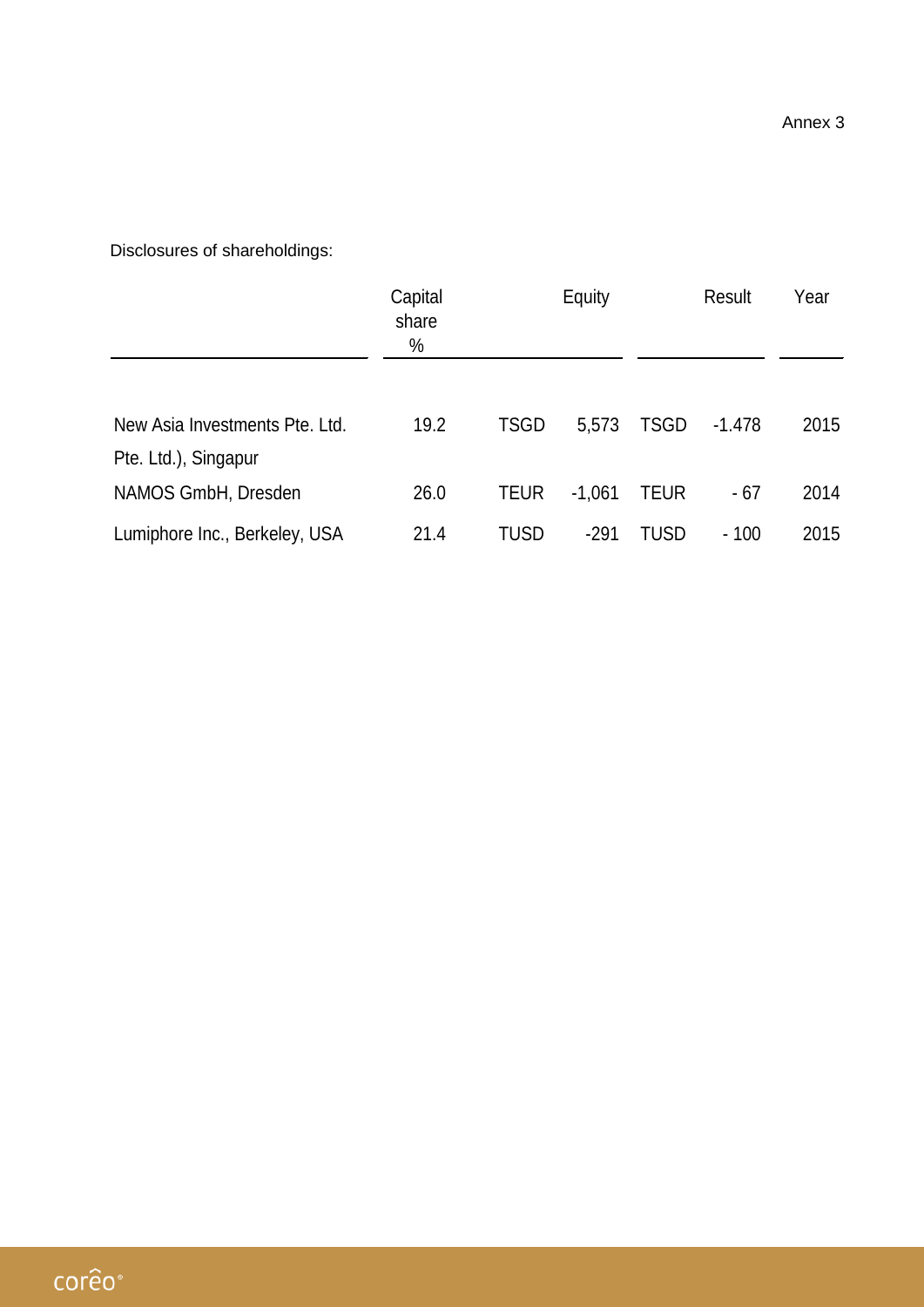Annex 3

Disclosures of shareholdings:

| | Capital share % | Equity | | Result | | Year |
|---|---|---|---|---|---|---|
| New Asia Investments Pte. Ltd. Pte. Ltd.), Singapur | 19.2 | TSGD | 5,573 | TSGD | -1.478 | 2015 |
| NAMOS GmbH, Dresden | 26.0 | TEUR | -1,061 | TEUR | - 67 | 2014 |
| Lumiphore Inc., Berkeley, USA | 21.4 | TUSD | -291 | TUSD | - 100 | 2015 |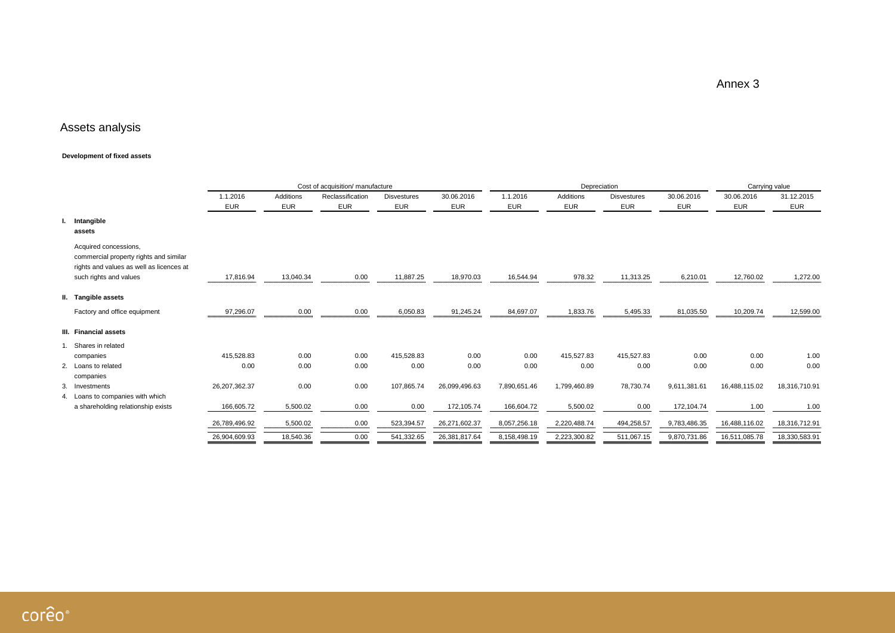Annex 3

# Assets analysis

**Development of fixed assets**

| | Cost of acquisition/ manufacture | | | | | Depreciation | | | | Carrying value | |
|---|---|---|---|---|---|---|---|---|---|---|---|
| | 1.1.2016 | Additions | Reclassification | Disvestures | 30.06.2016 | 1.1.2016 | Additions | Disvestures | 30.06.2016 | 30.06.2016 | 31.12.2015 |
| | EUR | EUR | EUR | EUR | EUR | EUR | EUR | EUR | EUR | EUR | EUR |
| **I. Intangible assets** | | | | | | | | | | | |
| Acquired concessions, commercial property rights and similar rights and values as well as licences at such rights and values | 17,816.94 | 13,040.34 | 0.00 | 11,887.25 | 18,970.03 | 16,544.94 | 978.32 | 11,313.25 | 6,210.01 | 12,760.02 | 1,272.00 |
| **II. Tangible assets** | | | | | | | | | | | |
| Factory and office equipment | 97,296.07 | 0.00 | 0.00 | 6,050.83 | 91,245.24 | 84,697.07 | 1,833.76 | 5,495.33 | 81,035.50 | 10,209.74 | 12,599.00 |
| **III. Financial assets** | | | | | | | | | | | |
| 1. Shares in related companies | 415,528.83 | 0.00 | 0.00 | 415,528.83 | 0.00 | 0.00 | 415,527.83 | 415,527.83 | 0.00 | 0.00 | 1.00 |
| 2. Loans to related companies | 0.00 | 0.00 | 0.00 | 0.00 | 0.00 | 0.00 | 0.00 | 0.00 | 0.00 | 0.00 | 0.00 |
| 3. Investments | 26,207,362.37 | 0.00 | 0.00 | 107,865.74 | 26,099,496.63 | 7,890,651.46 | 1,799,460.89 | 78,730.74 | 9,611,381.61 | 16,488,115.02 | 18,316,710.91 |
| 4. Loans to companies with which a shareholding relationship exists | 166,605.72 | 5,500.02 | 0.00 | 0.00 | 172,105.74 | 166,604.72 | 5,500.02 | 0.00 | 172,104.74 | 1.00 | 1.00 |
| | 26,789,496.92 | 5,500.02 | 0.00 | 523,394.57 | 26,271,602.37 | 8,057,256.18 | 2,220,488.74 | 494,258.57 | 9,783,486.35 | 16,488,116.02 | 18,316,712.91 |
| | 26,904,609.93 | 18,540.36 | 0.00 | 541,332.65 | 26,381,817.64 | 8,158,498.19 | 2,223,300.82 | 511,067.15 | 9,870,731.86 | 16,511,085.78 | 18,330,583.91 |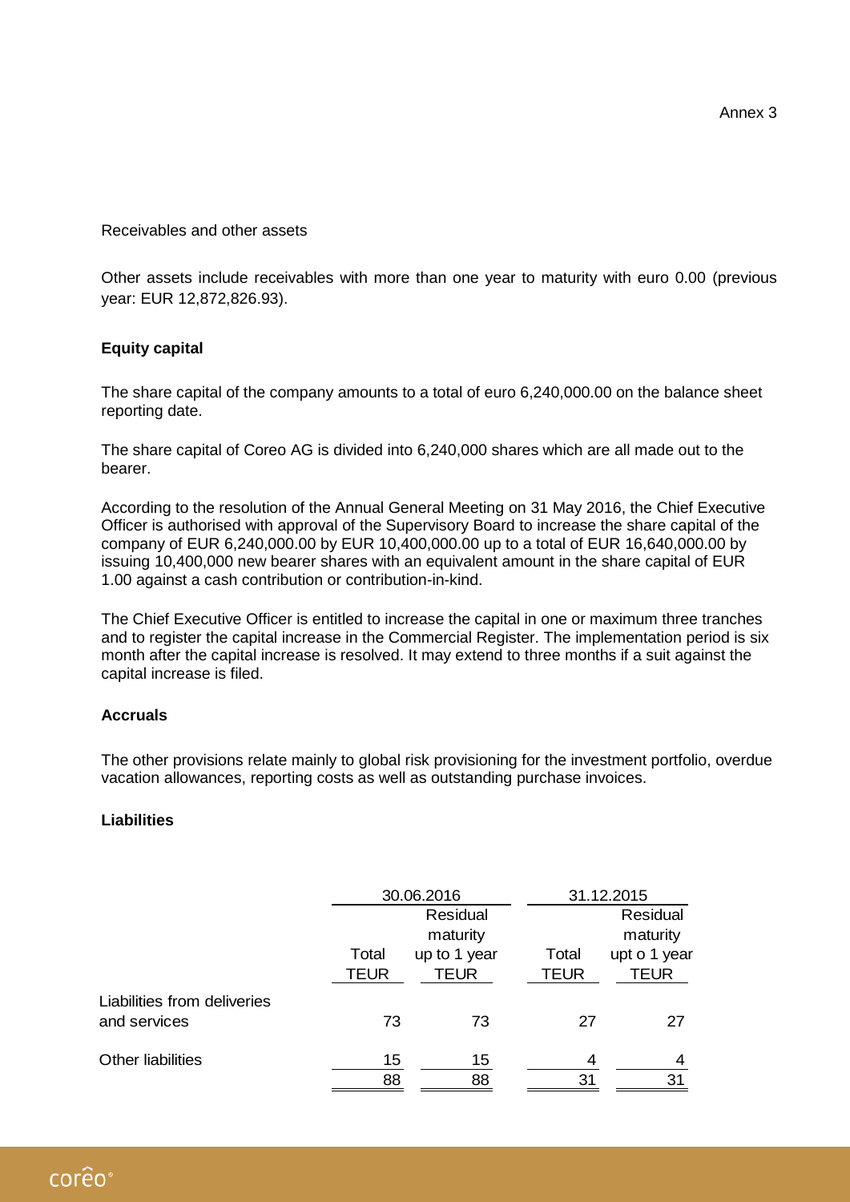Annex 3

Receivables and other assets

Other assets include receivables with more than one year to maturity with euro 0.00 (previous year: EUR 12,872,826.93).

**Equity capital**

The share capital of the company amounts to a total of euro 6,240,000.00 on the balance sheet reporting date.

The share capital of Coreo AG is divided into 6,240,000 shares which are all made out to the bearer.

According to the resolution of the Annual General Meeting on 31 May 2016, the Chief Executive Officer is authorised with approval of the Supervisory Board to increase the share capital of the company of EUR 6,240,000.00 by EUR 10,400,000.00 up to a total of EUR 16,640,000.00 by issuing 10,400,000 new bearer shares with an equivalent amount in the share capital of EUR 1.00 against a cash contribution or contribution-in-kind.

The Chief Executive Officer is entitled to increase the capital in one or maximum three tranches and to register the capital increase in the Commercial Register. The implementation period is six month after the capital increase is resolved. It may extend to three months if a suit against the capital increase is filed.

**Accruals**

The other provisions relate mainly to global risk provisioning for the investment portfolio, overdue vacation allowances, reporting costs as well as outstanding purchase invoices.

**Liabilities**

| | 30.06.2016 | | 31.12.2015 | |
|---|---|---|---|---|
| | Total TEUR | Residual maturity up to 1 year TEUR | Total TEUR | Residual maturity upt o 1 year TEUR |
| Liabilities from deliveries and services | 73 | 73 | 27 | 27 |
| Other liabilities | 15 | 15 | 4 | 4 |
| | 88 | 88 | 31 | 31 |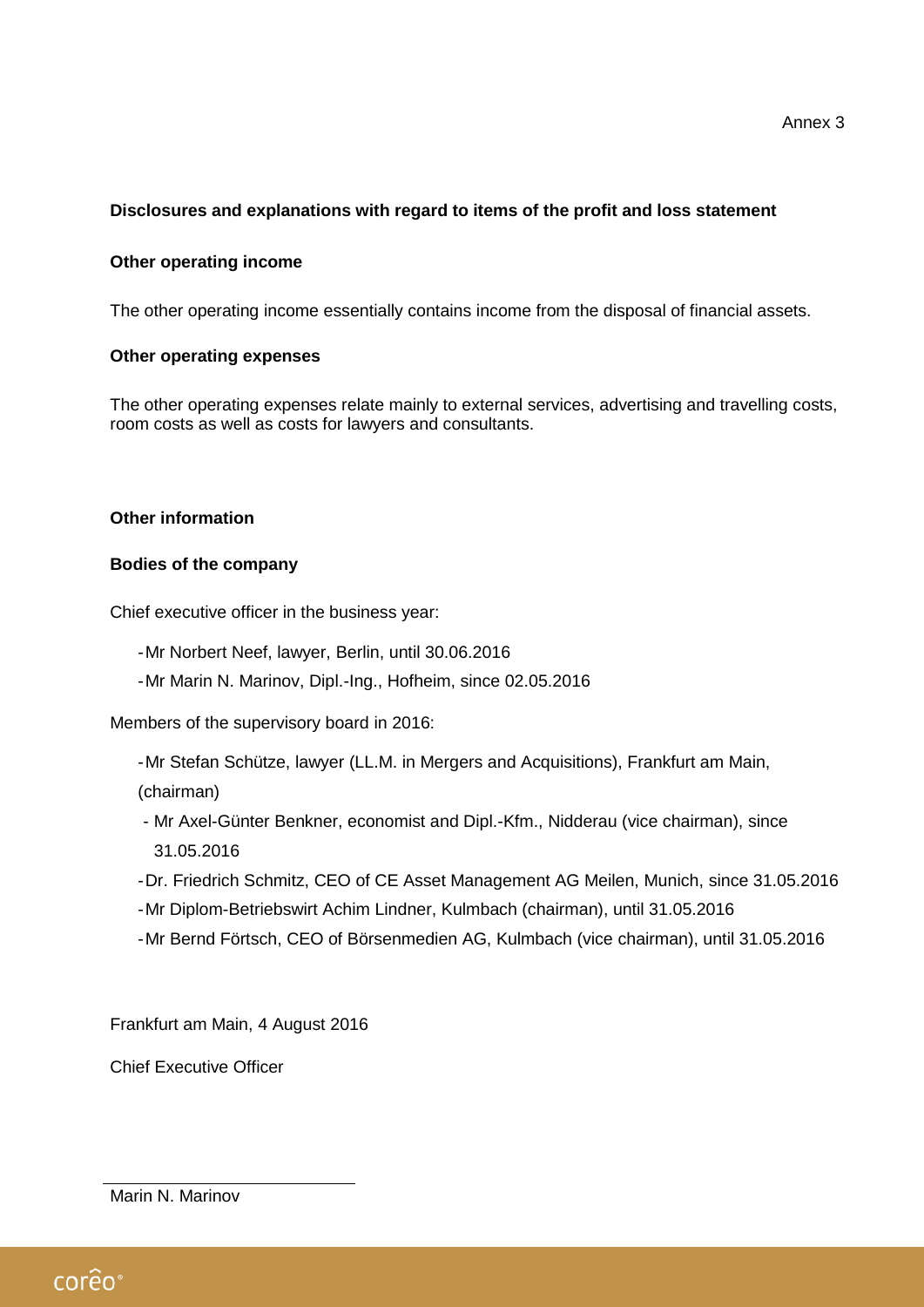Annex 3

**Disclosures and explanations with regard to items of the profit and loss statement**

**Other operating income**

The other operating income essentially contains income from the disposal of financial assets.

**Other operating expenses**

The other operating expenses relate mainly to external services, advertising and travelling costs, room costs as well as costs for lawyers and consultants.

**Other information**

**Bodies of the company**

Chief executive officer in the business year:

- Mr Norbert Neef, lawyer, Berlin, until 30.06.2016
- Mr Marin N. Marinov, Dipl.-Ing., Hofheim, since 02.05.2016

Members of the supervisory board in 2016:

- Mr Stefan Schütze, lawyer (LL.M. in Mergers and Acquisitions), Frankfurt am Main, (chairman)
- Mr Axel-Günter Benkner, economist and Dipl.-Kfm., Nidderau (vice chairman), since 31.05.2016
- Dr. Friedrich Schmitz, CEO of CE Asset Management AG Meilen, Munich, since 31.05.2016
- Mr Diplom-Betriebswirt Achim Lindner, Kulmbach (chairman), until 31.05.2016
- Mr Bernd Förtsch, CEO of Börsenmedien AG, Kulmbach (vice chairman), until 31.05.2016

Frankfurt am Main, 4 August 2016

Chief Executive Officer

Marin N. Marinov